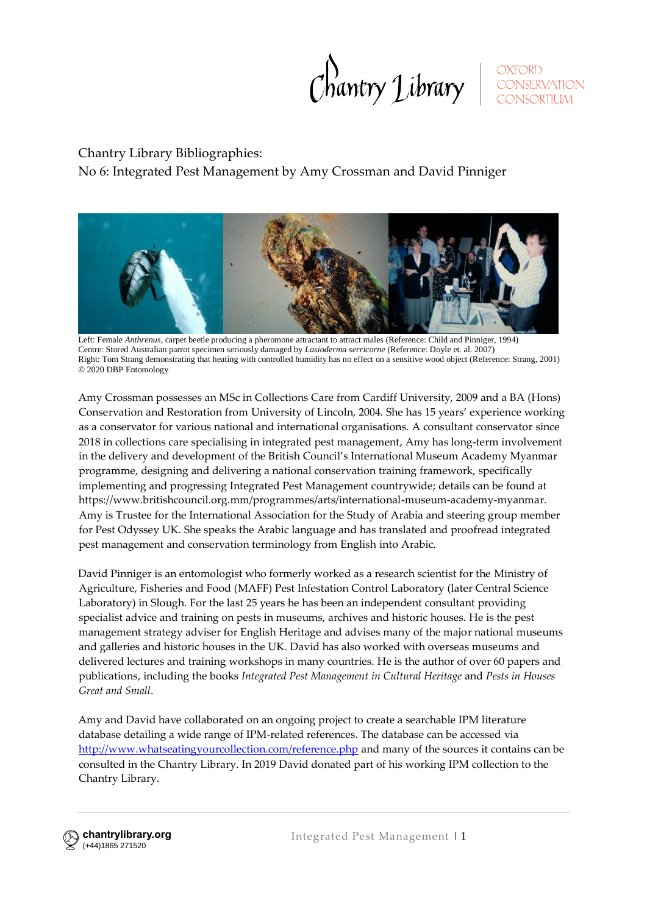Chantry Library | OXFORD CONSERVATION CONSORTIUM

# Chantry Library Bibliographies:
## No 6: Integrated Pest Management by Amy Crossman and David Pinniger

Left: Female *Anthrenus*, carpet beetle producing a pheromone attractant to attract males (Reference: Child and Pinniger, 1994)
Centre: Stored Australian parrot specimen seriously damaged by *Lasioderma serricorne* (Reference: Doyle et. al. 2007)
Right: Tom Strang demonstrating that heating with controlled humidity has no effect on a sensitive wood object (Reference: Strang, 2001)
© 2020 DBP Entomology

Amy Crossman possesses an MSc in Collections Care from Cardiff University, 2009 and a BA (Hons) Conservation and Restoration from University of Lincoln, 2004. She has 15 years' experience working as a conservator for various national and international organisations. A consultant conservator since 2018 in collections care specialising in integrated pest management, Amy has long-term involvement in the delivery and development of the British Council's International Museum Academy Myanmar programme, designing and delivering a national conservation training framework, specifically implementing and progressing Integrated Pest Management countrywide; details can be found at https://www.britishcouncil.org.mm/programmes/arts/international-museum-academy-myanmar. Amy is Trustee for the International Association for the Study of Arabia and steering group member for Pest Odyssey UK. She speaks the Arabic language and has translated and proofread integrated pest management and conservation terminology from English into Arabic.

David Pinniger is an entomologist who formerly worked as a research scientist for the Ministry of Agriculture, Fisheries and Food (MAFF) Pest Infestation Control Laboratory (later Central Science Laboratory) in Slough. For the last 25 years he has been an independent consultant providing specialist advice and training on pests in museums, archives and historic houses. He is the pest management strategy adviser for English Heritage and advises many of the major national museums and galleries and historic houses in the UK. David has also worked with overseas museums and delivered lectures and training workshops in many countries. He is the author of over 60 papers and publications, including the books *Integrated Pest Management in Cultural Heritage* and *Pests in Houses Great and Small*.

Amy and David have collaborated on an ongoing project to create a searchable IPM literature database detailing a wide range of IPM-related references. The database can be accessed via http://www.whatseatingyourcollection.com/reference.php and many of the sources it contains can be consulted in the Chantry Library. In 2019 David donated part of his working IPM collection to the Chantry Library.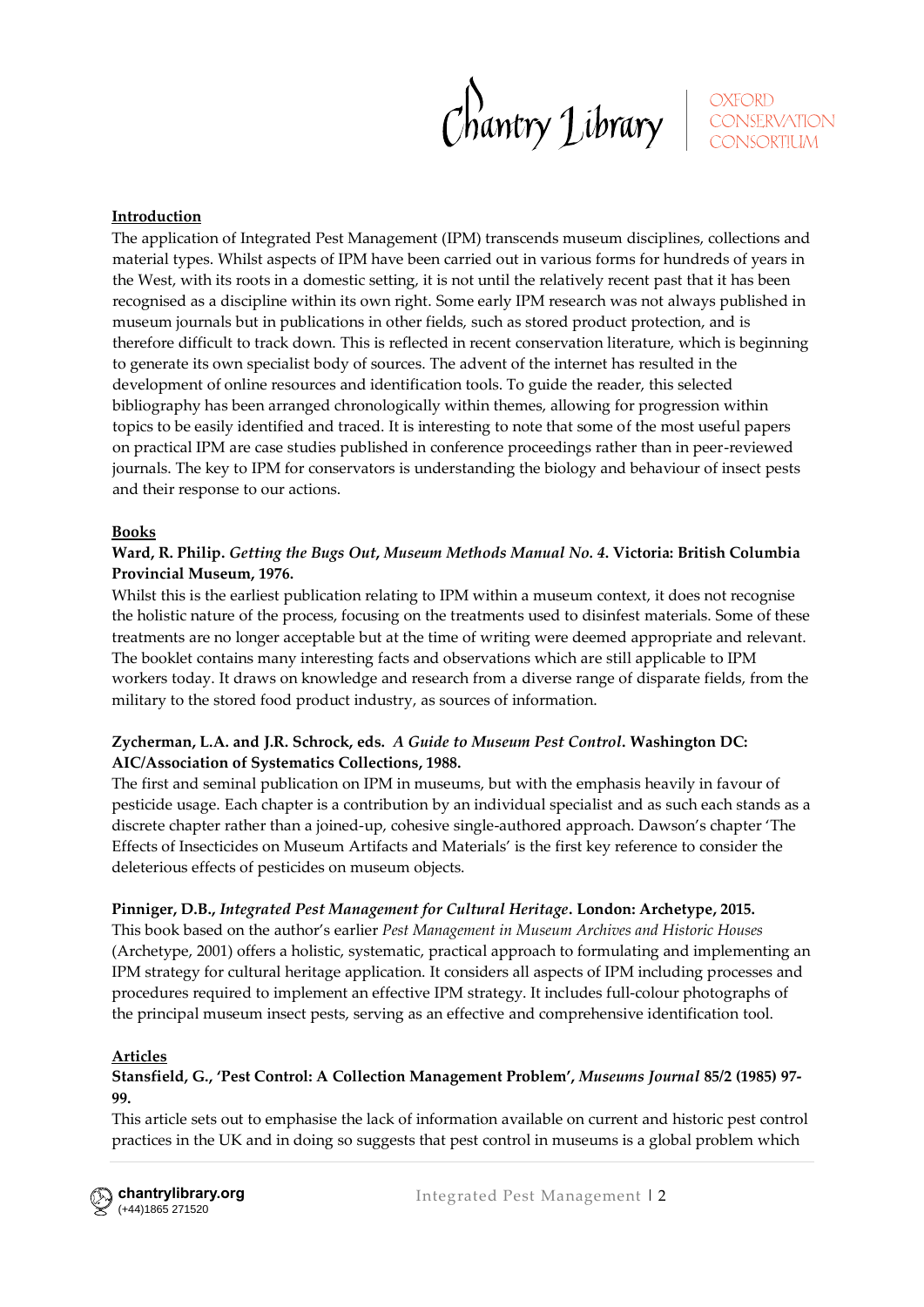**Introduction**

The application of Integrated Pest Management (IPM) transcends museum disciplines, collections and material types. Whilst aspects of IPM have been carried out in various forms for hundreds of years in the West, with its roots in a domestic setting, it is not until the relatively recent past that it has been recognised as a discipline within its own right. Some early IPM research was not always published in museum journals but in publications in other fields, such as stored product protection, and is therefore difficult to track down. This is reflected in recent conservation literature, which is beginning to generate its own specialist body of sources. The advent of the internet has resulted in the development of online resources and identification tools. To guide the reader, this selected bibliography has been arranged chronologically within themes, allowing for progression within topics to be easily identified and traced. It is interesting to note that some of the most useful papers on practical IPM are case studies published in conference proceedings rather than in peer-reviewed journals. The key to IPM for conservators is understanding the biology and behaviour of insect pests and their response to our actions.

**Books**

**Ward, R. Philip. *Getting the Bugs Out*, *Museum Methods Manual No. 4*. Victoria: British Columbia Provincial Museum, 1976.**

Whilst this is the earliest publication relating to IPM within a museum context, it does not recognise the holistic nature of the process, focusing on the treatments used to disinfest materials. Some of these treatments are no longer acceptable but at the time of writing were deemed appropriate and relevant. The booklet contains many interesting facts and observations which are still applicable to IPM workers today. It draws on knowledge and research from a diverse range of disparate fields, from the military to the stored food product industry, as sources of information.

**Zycherman, L.A. and J.R. Schrock, eds. *A Guide to Museum Pest Control*. Washington DC: AIC/Association of Systematics Collections, 1988.**

The first and seminal publication on IPM in museums, but with the emphasis heavily in favour of pesticide usage. Each chapter is a contribution by an individual specialist and as such each stands as a discrete chapter rather than a joined-up, cohesive single-authored approach. Dawson's chapter 'The Effects of Insecticides on Museum Artifacts and Materials' is the first key reference to consider the deleterious effects of pesticides on museum objects.

**Pinniger, D.B., *Integrated Pest Management for Cultural Heritage*. London: Archetype, 2015.**

This book based on the author's earlier *Pest Management in Museum Archives and Historic Houses* (Archetype, 2001) offers a holistic, systematic, practical approach to formulating and implementing an IPM strategy for cultural heritage application. It considers all aspects of IPM including processes and procedures required to implement an effective IPM strategy. It includes full-colour photographs of the principal museum insect pests, serving as an effective and comprehensive identification tool.

**Articles**

**Stansfield, G., 'Pest Control: A Collection Management Problem', *Museums Journal* 85/2 (1985) 97-99.**

This article sets out to emphasise the lack of information available on current and historic pest control practices in the UK and in doing so suggests that pest control in museums is a global problem which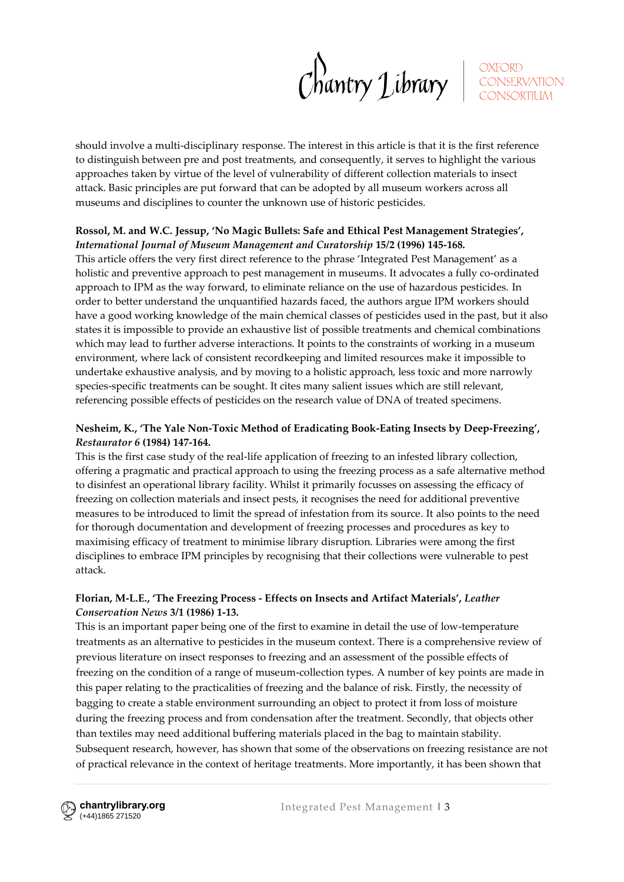should involve a multi-disciplinary response. The interest in this article is that it is the first reference to distinguish between pre and post treatments, and consequently, it serves to highlight the various approaches taken by virtue of the level of vulnerability of different collection materials to insect attack. Basic principles are put forward that can be adopted by all museum workers across all museums and disciplines to counter the unknown use of historic pesticides.

**Rossol, M. and W.C. Jessup, 'No Magic Bullets: Safe and Ethical Pest Management Strategies',** ***International Journal of Museum Management and Curatorship*** **15/2 (1996) 145-168.**

This article offers the very first direct reference to the phrase 'Integrated Pest Management' as a holistic and preventive approach to pest management in museums. It advocates a fully co-ordinated approach to IPM as the way forward, to eliminate reliance on the use of hazardous pesticides. In order to better understand the unquantified hazards faced, the authors argue IPM workers should have a good working knowledge of the main chemical classes of pesticides used in the past, but it also states it is impossible to provide an exhaustive list of possible treatments and chemical combinations which may lead to further adverse interactions. It points to the constraints of working in a museum environment, where lack of consistent recordkeeping and limited resources make it impossible to undertake exhaustive analysis, and by moving to a holistic approach, less toxic and more narrowly species-specific treatments can be sought. It cites many salient issues which are still relevant, referencing possible effects of pesticides on the research value of DNA of treated specimens.

**Nesheim, K., 'The Yale Non-Toxic Method of Eradicating Book-Eating Insects by Deep-Freezing',** ***Restaurator 6*** **(1984) 147-164.**

This is the first case study of the real-life application of freezing to an infested library collection, offering a pragmatic and practical approach to using the freezing process as a safe alternative method to disinfest an operational library facility. Whilst it primarily focusses on assessing the efficacy of freezing on collection materials and insect pests, it recognises the need for additional preventive measures to be introduced to limit the spread of infestation from its source. It also points to the need for thorough documentation and development of freezing processes and procedures as key to maximising efficacy of treatment to minimise library disruption. Libraries were among the first disciplines to embrace IPM principles by recognising that their collections were vulnerable to pest attack.

**Florian, M-L.E., 'The Freezing Process - Effects on Insects and Artifact Materials',** ***Leather Conservation News*** **3/1 (1986) 1-13.**

This is an important paper being one of the first to examine in detail the use of low-temperature treatments as an alternative to pesticides in the museum context. There is a comprehensive review of previous literature on insect responses to freezing and an assessment of the possible effects of freezing on the condition of a range of museum-collection types. A number of key points are made in this paper relating to the practicalities of freezing and the balance of risk. Firstly, the necessity of bagging to create a stable environment surrounding an object to protect it from loss of moisture during the freezing process and from condensation after the treatment. Secondly, that objects other than textiles may need additional buffering materials placed in the bag to maintain stability. Subsequent research, however, has shown that some of the observations on freezing resistance are not of practical relevance in the context of heritage treatments. More importantly, it has been shown that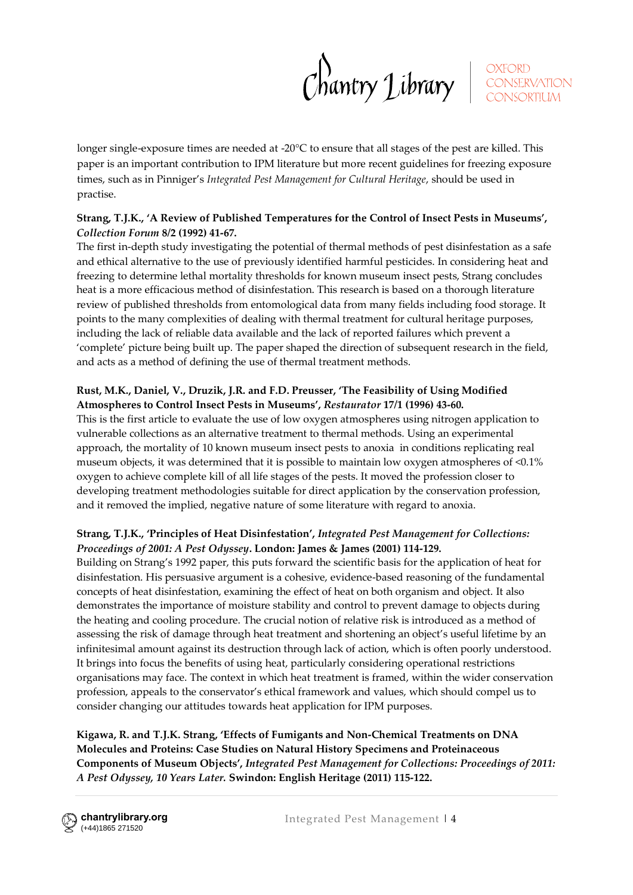longer single-exposure times are needed at -20°C to ensure that all stages of the pest are killed. This paper is an important contribution to IPM literature but more recent guidelines for freezing exposure times, such as in Pinniger's *Integrated Pest Management for Cultural Heritage*, should be used in practise.

**Strang, T.J.K., 'A Review of Published Temperatures for the Control of Insect Pests in Museums', *Collection Forum* 8/2 (1992) 41-67.**
The first in-depth study investigating the potential of thermal methods of pest disinfestation as a safe and ethical alternative to the use of previously identified harmful pesticides. In considering heat and freezing to determine lethal mortality thresholds for known museum insect pests, Strang concludes heat is a more efficacious method of disinfestation. This research is based on a thorough literature review of published thresholds from entomological data from many fields including food storage. It points to the many complexities of dealing with thermal treatment for cultural heritage purposes, including the lack of reliable data available and the lack of reported failures which prevent a 'complete' picture being built up. The paper shaped the direction of subsequent research in the field, and acts as a method of defining the use of thermal treatment methods.

**Rust, M.K., Daniel, V., Druzik, J.R. and F.D. Preusser, 'The Feasibility of Using Modified Atmospheres to Control Insect Pests in Museums', *Restaurator* 17/1 (1996) 43-60.**
This is the first article to evaluate the use of low oxygen atmospheres using nitrogen application to vulnerable collections as an alternative treatment to thermal methods. Using an experimental approach, the mortality of 10 known museum insect pests to anoxia in conditions replicating real museum objects, it was determined that it is possible to maintain low oxygen atmospheres of <0.1% oxygen to achieve complete kill of all life stages of the pests. It moved the profession closer to developing treatment methodologies suitable for direct application by the conservation profession, and it removed the implied, negative nature of some literature with regard to anoxia.

**Strang, T.J.K., 'Principles of Heat Disinfestation', *Integrated Pest Management for Collections: Proceedings of 2001: A Pest Odyssey*. London: James & James (2001) 114-129.**
Building on Strang's 1992 paper, this puts forward the scientific basis for the application of heat for disinfestation. His persuasive argument is a cohesive, evidence-based reasoning of the fundamental concepts of heat disinfestation, examining the effect of heat on both organism and object. It also demonstrates the importance of moisture stability and control to prevent damage to objects during the heating and cooling procedure. The crucial notion of relative risk is introduced as a method of assessing the risk of damage through heat treatment and shortening an object's useful lifetime by an infinitesimal amount against its destruction through lack of action, which is often poorly understood. It brings into focus the benefits of using heat, particularly considering operational restrictions organisations may face. The context in which heat treatment is framed, within the wider conservation profession, appeals to the conservator's ethical framework and values, which should compel us to consider changing our attitudes towards heat application for IPM purposes.

**Kigawa, R. and T.J.K. Strang, 'Effects of Fumigants and Non-Chemical Treatments on DNA Molecules and Proteins: Case Studies on Natural History Specimens and Proteinaceous Components of Museum Objects', *Integrated Pest Management for Collections: Proceedings of 2011: A Pest Odyssey, 10 Years Later.* Swindon: English Heritage (2011) 115-122.**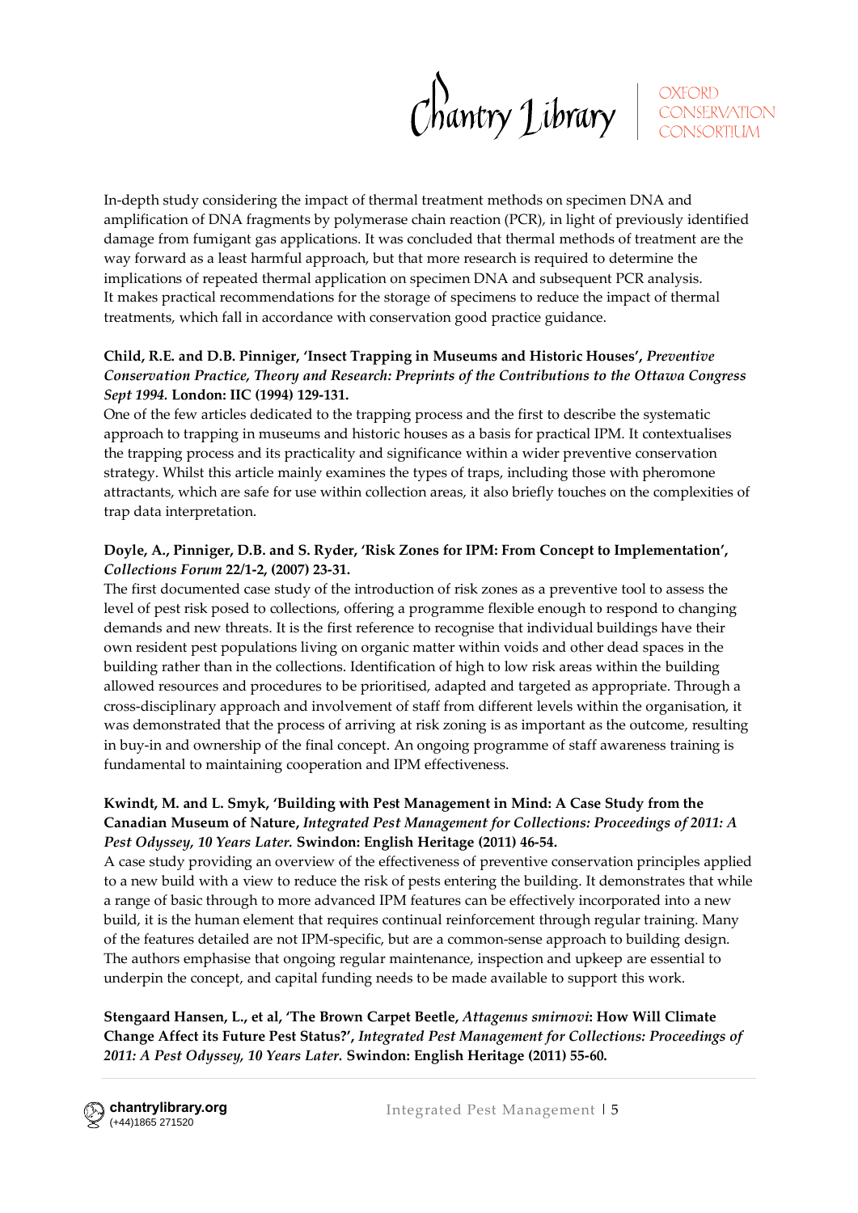In-depth study considering the impact of thermal treatment methods on specimen DNA and amplification of DNA fragments by polymerase chain reaction (PCR), in light of previously identified damage from fumigant gas applications. It was concluded that thermal methods of treatment are the way forward as a least harmful approach, but that more research is required to determine the implications of repeated thermal application on specimen DNA and subsequent PCR analysis. It makes practical recommendations for the storage of specimens to reduce the impact of thermal treatments, which fall in accordance with conservation good practice guidance.

**Child, R.E. and D.B. Pinniger, 'Insect Trapping in Museums and Historic Houses',** ***Preventive Conservation Practice, Theory and Research: Preprints of the Contributions to the Ottawa Congress Sept 1994.*** **London: IIC (1994) 129-131.**
One of the few articles dedicated to the trapping process and the first to describe the systematic approach to trapping in museums and historic houses as a basis for practical IPM. It contextualises the trapping process and its practicality and significance within a wider preventive conservation strategy. Whilst this article mainly examines the types of traps, including those with pheromone attractants, which are safe for use within collection areas, it also briefly touches on the complexities of trap data interpretation.

**Doyle, A., Pinniger, D.B. and S. Ryder, 'Risk Zones for IPM: From Concept to Implementation',** ***Collections Forum*** **22/1-2, (2007) 23-31.**
The first documented case study of the introduction of risk zones as a preventive tool to assess the level of pest risk posed to collections, offering a programme flexible enough to respond to changing demands and new threats. It is the first reference to recognise that individual buildings have their own resident pest populations living on organic matter within voids and other dead spaces in the building rather than in the collections. Identification of high to low risk areas within the building allowed resources and procedures to be prioritised, adapted and targeted as appropriate. Through a cross-disciplinary approach and involvement of staff from different levels within the organisation, it was demonstrated that the process of arriving at risk zoning is as important as the outcome, resulting in buy-in and ownership of the final concept. An ongoing programme of staff awareness training is fundamental to maintaining cooperation and IPM effectiveness.

**Kwindt, M. and L. Smyk, 'Building with Pest Management in Mind: A Case Study from the Canadian Museum of Nature,** ***Integrated Pest Management for Collections: Proceedings of 2011: A Pest Odyssey, 10 Years Later.*** **Swindon: English Heritage (2011) 46-54.**
A case study providing an overview of the effectiveness of preventive conservation principles applied to a new build with a view to reduce the risk of pests entering the building. It demonstrates that while a range of basic through to more advanced IPM features can be effectively incorporated into a new build, it is the human element that requires continual reinforcement through regular training. Many of the features detailed are not IPM-specific, but are a common-sense approach to building design. The authors emphasise that ongoing regular maintenance, inspection and upkeep are essential to underpin the concept, and capital funding needs to be made available to support this work.

**Stengaard Hansen, L., et al, 'The Brown Carpet Beetle,** ***Attagenus smirnovi*****: How Will Climate Change Affect its Future Pest Status?',** ***Integrated Pest Management for Collections: Proceedings of 2011: A Pest Odyssey, 10 Years Later.*** **Swindon: English Heritage (2011) 55-60.**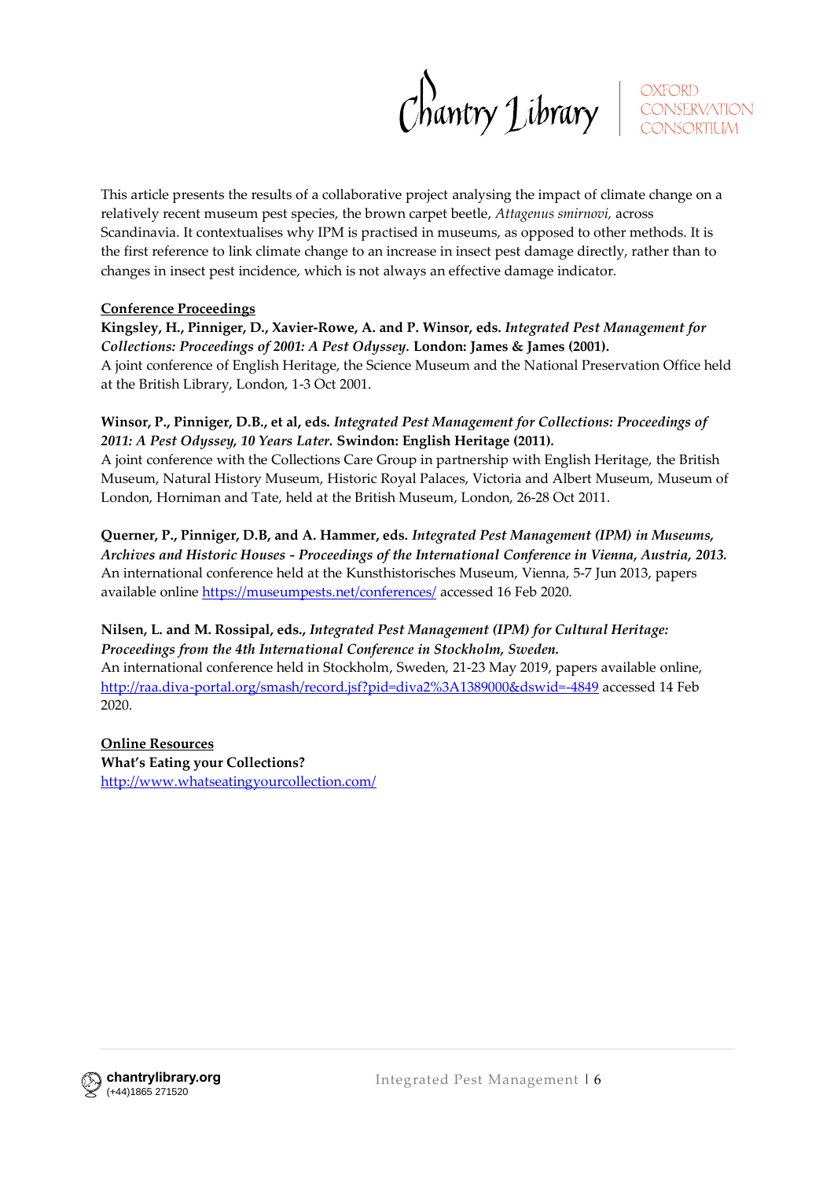This article presents the results of a collaborative project analysing the impact of climate change on a relatively recent museum pest species, the brown carpet beetle, *Attagenus smirnovi,* across Scandinavia. It contextualises why IPM is practised in museums, as opposed to other methods. It is the first reference to link climate change to an increase in insect pest damage directly, rather than to changes in insect pest incidence, which is not always an effective damage indicator.

## Conference Proceedings

**Kingsley, H., Pinniger, D., Xavier-Rowe, A. and P. Winsor, eds.** ***Integrated Pest Management for Collections: Proceedings of 2001: A Pest Odyssey.*** **London: James & James (2001).**
A joint conference of English Heritage, the Science Museum and the National Preservation Office held at the British Library, London, 1-3 Oct 2001.

**Winsor, P., Pinniger, D.B., et al, eds.** ***Integrated Pest Management for Collections: Proceedings of 2011: A Pest Odyssey, 10 Years Later.*** **Swindon: English Heritage (2011).**
A joint conference with the Collections Care Group in partnership with English Heritage, the British Museum, Natural History Museum, Historic Royal Palaces, Victoria and Albert Museum, Museum of London, Horniman and Tate, held at the British Museum, London, 26-28 Oct 2011.

**Querner, P., Pinniger, D.B, and A. Hammer, eds.** ***Integrated Pest Management (IPM) in Museums, Archives and Historic Houses - Proceedings of the International Conference in Vienna, Austria, 2013.***
An international conference held at the Kunsthistorisches Museum, Vienna, 5-7 Jun 2013, papers available online https://museumpests.net/conferences/ accessed 16 Feb 2020.

**Nilsen, L. and M. Rossipal, eds.,** ***Integrated Pest Management (IPM) for Cultural Heritage: Proceedings from the 4th International Conference in Stockholm, Sweden.***
An international conference held in Stockholm, Sweden, 21-23 May 2019, papers available online, http://raa.diva-portal.org/smash/record.jsf?pid=diva2%3A1389000&dswid=-4849 accessed 14 Feb 2020.

## Online Resources

**What's Eating your Collections?**
http://www.whatseatingyourcollection.com/